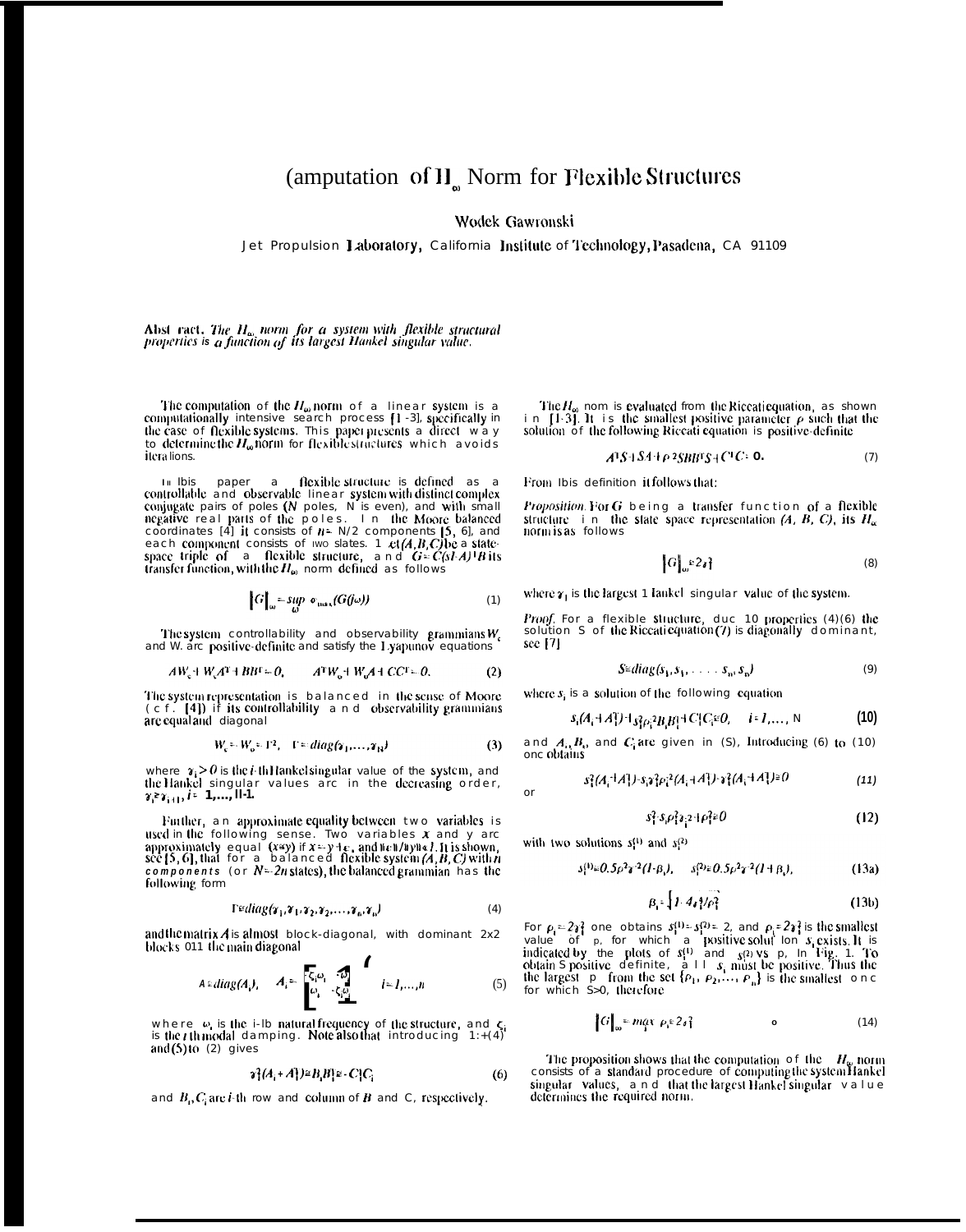# (amputation of $H_\infty$ Norm for Flexible Structures

Wodek Gawronski

Jet Propulsion Laboratory, California Institute of Technology, Pasadena, CA 91109

**Abstract.** *The $H_\infty$ norm for a system with flexible structural properties is a function of its largest Hankel singular value.*

The computation of the $H_\infty$ norm of a linear system is a computationally intensive search process [1-3], specifically in the case of flexible systems. This paper presents a direct way to determine the $H_\infty$ norm for flexible structures which avoids iterations.

In this paper a flexible structure is defined as a controllable and observable linear system with distinct complex conjugate pairs of poles ($N$ poles, N is even), and with small negative real parts of the poles. In the Moore balanced coordinates [4] it consists of $n = N/2$ components [5, 6], and each component consists of two states. Let $(A,B,C)$ be a state-space triple of a flexible structure, and $G = C(sI-A)^{-1}B$ its transfer function, with the $H_\infty$ norm defined as follows

$$\|G\|_\infty = \sup_\omega \sigma_{max}(G(j\omega)) \tag{1}$$

The system controllability and observability grammians $W_c$ and $W_o$ are positive-definite and satisfy the Lyapunov equations

$$AW_c + W_cA^T + BB^T = 0, \qquad A^TW_o + W_oA + C^TC = 0. \tag{2}$$

The system representation is balanced in the sense of Moore (cf. [4]) if its controllability and observability grammians are equal and diagonal

$$W_c = W_o = \Gamma^2, \quad \Gamma = diag(\gamma_1, \ldots, \gamma_N) \tag{3}$$

where $\gamma_i > 0$ is the $i$-th Hankel singular value of the system, and the Hankel singular values are in the decreasing order, $\gamma_i \geq \gamma_{i+1}$, $i = 1, \ldots, N-1$.

Further, an approximate equality between two variables is used in the following sense. Two variables $x$ and $y$ are approximately equal ($x \cong y$) if $x = y + \varepsilon$, and $\|\varepsilon\|/\|y\| \ll 1$. It is shown, see [5, 6], that for a balanced flexible system $(A, B, C)$ with $n$ *components* (or $N = 2n$ states), the balanced grammian has the following form

$$\Gamma \cong diag(\gamma_1, \gamma_1, \gamma_2, \gamma_2, \ldots, \gamma_n, \gamma_n) \tag{4}$$

and the matrix $A$ is almost block-diagonal, with dominant 2x2 blocks on the main diagonal

$$A \cong diag(A_i), \quad A_i = \begin{bmatrix} -\zeta_i\omega_i & -\omega_i \\ \omega_i & -\zeta_i\omega_i \end{bmatrix} \quad i = 1, \ldots, n \tag{5}$$

where $\omega_i$ is the $i$-th natural frequency of the structure, and $\zeta_i$ is the $i$-th modal damping. Note also that introducing (4) and (5) to (2) gives

$$\gamma_i^2(A_i + A_i^T) \cong B_iB_i^T \cong -C_i^TC_i \tag{6}$$

and $B_i, C_i$ are $i$-th row and column of $B$ and $C$, respectively.

The $H_\infty$ norm is evaluated from the Riccati equation, as shown in [1-3]. It is the smallest positive parameter $\rho$ such that the solution of the following Riccati equation is positive-definite

$$A^TS + SA + \rho^{-2}SBB^TS + C^TC = 0. \tag{7}$$

From this definition it follows that:

*Proposition.* For $G$ being a transfer function of a flexible structure in the state space representation $(A, B, C)$, its $H_\infty$ norm is as follows

$$\|G\|_\infty \cong 2\gamma_1 \tag{8}$$

where $\gamma_1$ is the largest Hankel singular value of the system.

*Proof.* For a flexible structure, due to properties (4)-(6) the solution S of the Riccati equation (7) is diagonally dominant, see [7]

$$S \cong diag(s_1, s_1, \ldots, s_n, s_n) \tag{9}$$

where $s_i$ is a solution of the following equation

$$s_i(A_i + A_i^T) + s_i^2\rho_i^{-2}B_iB_i^T + C_i^TC_i \cong 0, \quad i = 1, \ldots, N \tag{10}$$

and $A_i, B_i$, and $C_i$ are given in (5). Introducing (6) to (10) one obtains

$$s_i^2(A_i + A_i^T) - s_i\gamma_i^2\rho_i^2(A_i + A_i^T) - \gamma_i^2(A_i + A_i^T) \cong 0 \tag{11}$$

or

$$s_i^2 - s_i\rho_i^2\gamma_i^{-2} + \rho_i^2 \cong 0 \tag{12}$$

with two solutions $s_i^{(1)}$ and $s_i^{(2)}$

$$s_i^{(1)} \cong 0.5\rho_i^2\gamma_i^{-2}(1-\beta_i), \quad s_i^{(2)} \cong 0.5\rho_i^2\gamma_i^{-2}(1+\beta_i), \tag{13a}$$

$$\beta_i = \sqrt{1 - 4\gamma_i^2/\rho_i^2} \tag{13b}$$

For $\rho_i = 2\gamma_i^2$ one obtains $s_i^{(1)} = s_i^{(2)} = 2$, and $\rho_i = 2\gamma_i^2$ is the smallest value of $\rho$, for which a positive solution $s_i$ exists. It is indicated by the plots of $s_i^{(1)}$ and $s_i^{(2)}$ vs $\rho$, in Fig. 1. To obtain S positive definite, all $s_i$ must be positive. Thus the largest $\rho$ from the set $\{\rho_1, \rho_2, \ldots, \rho_n\}$ is the smallest one for which $S>0$, therefore

$$\|G\|_\infty = \max_i \rho_i \cong 2\gamma_1^2 \qquad \text{o} \tag{14}$$

The proposition shows that the computation of the $H_\infty$ norm consists of a standard procedure of computing the system Hankel singular values, and that the largest Hankel singular value determines the required norm.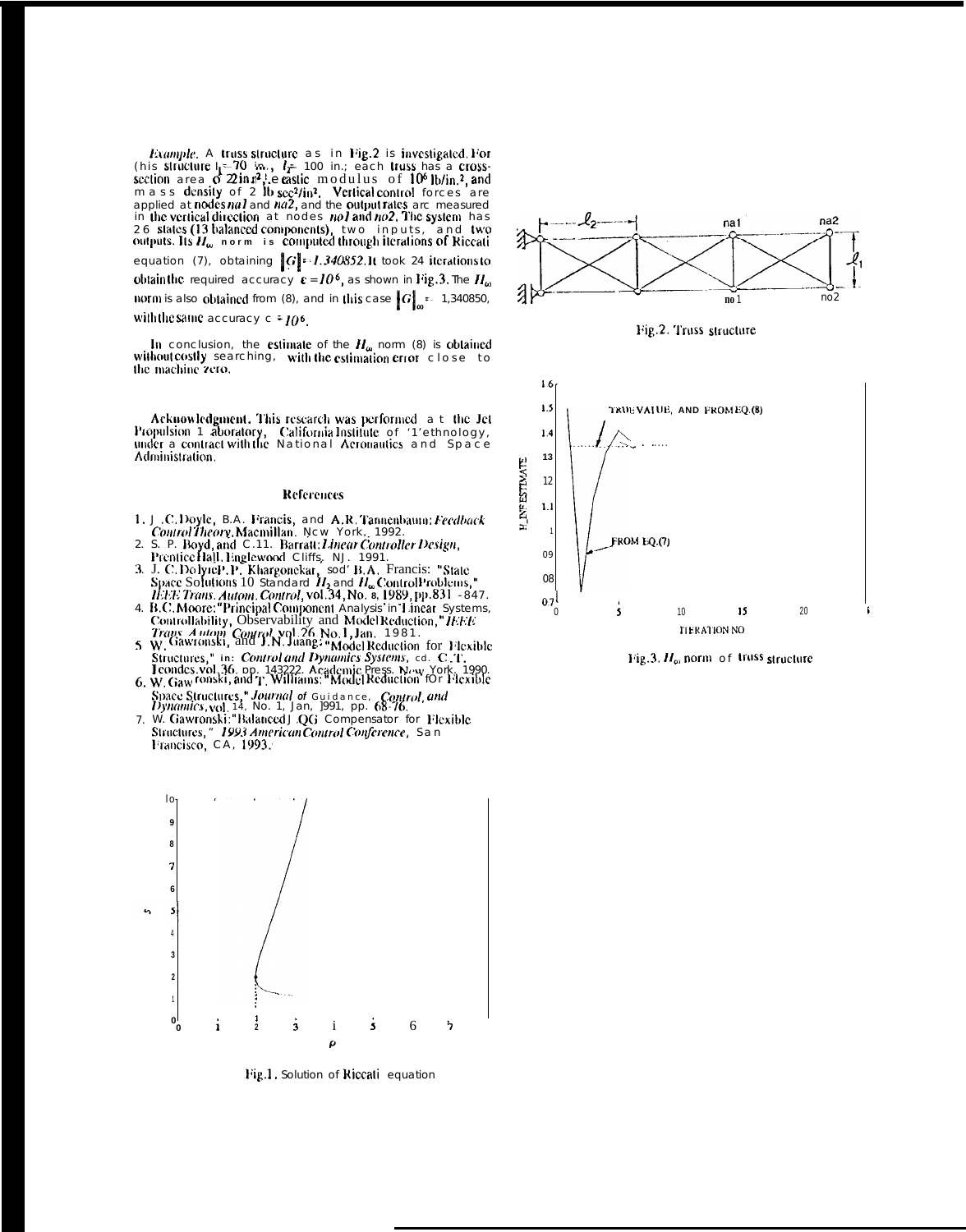*Example.* A truss structure as in Fig.2 is investigated. For this structure $l_1 = 70$ in., $l_2 = 100$ in.; each truss has a cross-section area of 2 in$^2$, elastic modulus of $10^6$ lb/in.$^2$, and mass density of 2 lb sec$^2$/in$^2$. Vertical control forces are applied at nodes *na1* and *na2*, and the output rates are measured in the vertical direction at nodes *no1* and *no2*. The system has 26 states (13 balanced components), two inputs, and two outputs. Its $H_\infty$ norm is computed through iterations of Riccati equation (7), obtaining $\|G\| = 1.340852$. It took 24 iterations to obtain the required accuracy $\varepsilon = 10^{6}$, as shown in Fig.3. The $H_\infty$ norm is also obtained from (8), and in this case $\|G\|_\infty = 1.340850$, with the same accuracy $\varepsilon = 10^{6}$.

In conclusion, the estimate of the $H_\infty$ norm (8) is obtained without costly searching, with the estimation error close to the machine zero.

**Acknowledgment.** This research was performed at the Jet Propulsion Laboratory, California Institute of Technology, under a contract with the National Aeronautics and Space Administration.

## References

1. J. C. Doyle, B.A. Francis, and A.R. Tannenbaum: *Feedback Control Theory*, Macmillan, New York, 1992.
2. S. P. Boyd, and C.H. Barratt: *Linear Controller Design*, Prentice Hall, Englewood Cliffs, NJ, 1991.
3. J. C. Doyle, P. P. Khargonekar, and B.A. Francis: "State Space Solutions to Standard $H_2$ and $H_\infty$ Control Problems," *IEEE Trans. Autom. Control*, vol.34, No. 8, 1989, pp.831-847.
4. B.C. Moore: "Principal Component Analysis in Linear Systems, Controllability, Observability and Model Reduction," *IEEE Trans. Autom. Control*, vol.26, No.1, Jan. 1981.
5. W. Gawronski, and J.N. Juang: "Model Reduction for Flexible Structures," in: *Control and Dynamics Systems*, ed. C.T. Leondes, vol.36, pp. 143-222, Academic Press, New York, 1990.
6. W. Gawronski, and T. Williams: "Model Reduction for Flexible Space Structures," *Journal of Guidance, Control, and Dynamics*, vol. 14, No. 1, Jan, 1991, pp. 68-76.
7. W. Gawronski: "Balanced LQG Compensator for Flexible Structures," *1993 American Control Conference*, San Francisco, CA, 1993.

$l_2$
na1
na2
$l_1$
no1
no2

Fig.2. Truss structure

1.6
1.5
1.4
1.3
1.2
1.1
1
0.9
0.8
0.7
H_INF ESTIMATE
TRUE VALUE, AND FROM EQ.(8)
FROM EQ.(7)
0
5
10
15
20
ITERATION NO

Fig.3. $H_\infty$ norm of truss structure

10
9
8
7
6
5
4
3
2
1
0
0
1
2
3
4
5
6
7
$\rho$

Fig.1. Solution of Riccati equation